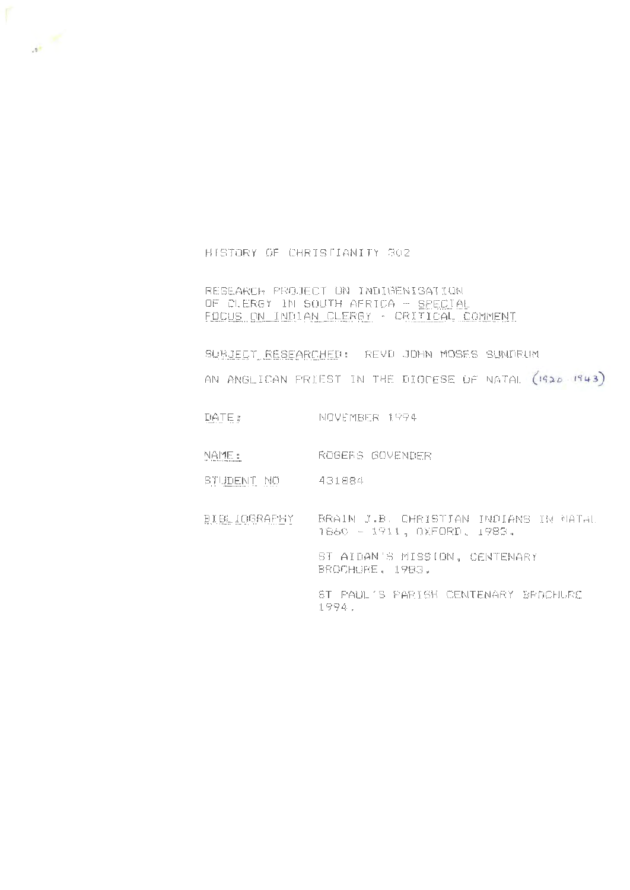HISTORY OF CHRISTIANITY 302

RESEARCH PROJECT ON INDIGENISATION OF CLERGY IN SOUTH AFRICA - <u>SPECIAL FOCUS ON INDIAN CLERGY</u> - <u>CRITICAL COMMENT</u>

<u>SUBJECT RESEARCHED</u>: REVD JOHN MOSES SUNDRUM

AN ANGLICAN PRIEST IN THE DIOCESE OF NATAL (1920-1943)

<u>DATE</u>: NOVEMBER 1994

<u>NAME</u>: ROGERS GOVENDER

<u>STUDENT NO</u> 431884

<u>BIBLIOGRAPHY</u> BRAIN J.B. CHRISTIAN INDIANS IN NATAL 1860 - 1911, OXFORD, 1983.

ST AIDAN'S MISSION, CENTENARY BROCHURE, 1983.

ST PAUL'S PARISH CENTENARY BROCHURE 1994.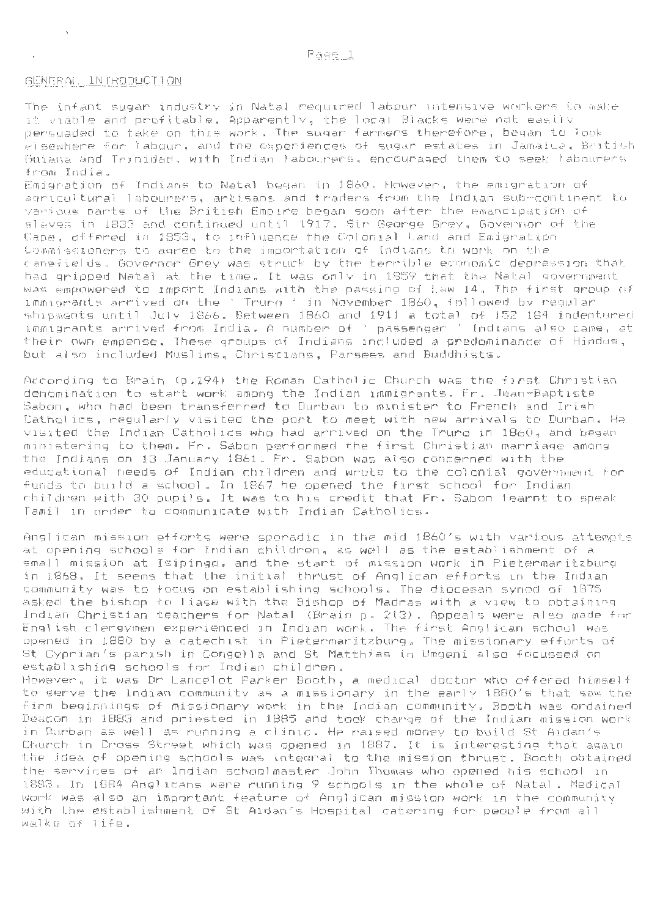## GENERAL INTRODUCTION

The infant sugar industry in Natal required labour intensive workers to make it viable and profitable. Apparently, the local Blacks were not easily persuaded to take on this work. The sugar farmers therefore, began to look elsewhere for labour, and the experiences of sugar estates in Jamaica, British Guiana and Trinidad, with Indian labourers, encouraged them to seek labourers from India.

Emigration of Indians to Natal began in 1860. However, the emigration of agricultural labourers, artisans and traders from the Indian sub-continent to various parts of the British Empire began soon after the emancipation of slaves in 1833 and continued until 1917. Sir George Grey, Governor of the Cape, offered in 1853, to influence the Colonial Land and Emigration Commissioners to agree to the importation of Indians to work on the canefields. Governor Grey was struck by the terrible economic depression that had gripped Natal at the time. It was only in 1859 that the Natal government was empowered to import Indians with the passing of Law 14. The first group of immigrants arrived on the ' Truro ' in November 1860, followed by regular shipments until July 1866. Between 1860 and 1911 a total of 152 184 indentured immigrants arrived from India. A number of ' passenger ' Indians also came, at their own expense. These groups of Indians included a predominance of Hindus, but also included Muslims, Christians, Parsees and Buddhists.

According to Brain (p.194) the Roman Catholic Church was the first Christian denomination to start work among the Indian immigrants. Fr. Jean-Baptiste Sabon, who had been transferred to Durban to minister to French and Irish Catholics, regularly visited the port to meet with new arrivals to Durban. He visited the Indian Catholics who had arrived on the Truro in 1860, and began ministering to them. Fr. Sabon performed the first Christian marriage among the Indians on 13 January 1861. Fr. Sabon was also concerned with the educational needs of Indian children and wrote to the colonial government for funds to build a school. In 1867 he opened the first school for Indian children with 30 pupils. It was to his credit that Fr. Sabon learnt to speak Tamil in order to communicate with Indian Catholics.

Anglican mission efforts were sporadic in the mid 1860's with various attempts at opening schools for Indian children, as well as the establishment of a small mission at Isipingo, and the start of mission work in Pietermaritzburg in 1868. It seems that the initial thrust of Anglican efforts in the Indian community was to focus on establishing schools. The diocesan synod of 1875 asked the bishop to liase with the Bishop of Madras with a view to obtaining Indian Christian teachers for Natal (Brain p. 213). Appeals were also made for English clergymen experienced in Indian work. The first Anglican school was opened in 1880 by a catechist in Pietermaritzburg. The missionary efforts of St Cyprian's parish in Congella and St Matthias in Umgeni also focussed on establishing schools for Indian children.

However, it was Dr Lancelot Parker Booth, a medical doctor who offered himself to serve the Indian community as a missionary in the early 1880's that saw the firm beginnings of missionary work in the Indian community. Booth was ordained Deacon in 1883 and priested in 1885 and took charge of the Indian mission work in Durban as well as running a clinic. He raised money to build St Aidan's Church in Cross Street which was opened in 1887. It is interesting that again the idea of opening schools was integral to the mission thrust. Booth obtained the services of an Indian schoolmaster John Thomas who opened his school in 1883. In 1884 Anglicans were running 9 schools in the whole of Natal. Medical work was also an important feature of Anglican mission work in the community with the establishment of St Aidan's Hospital catering for people from all walks of life.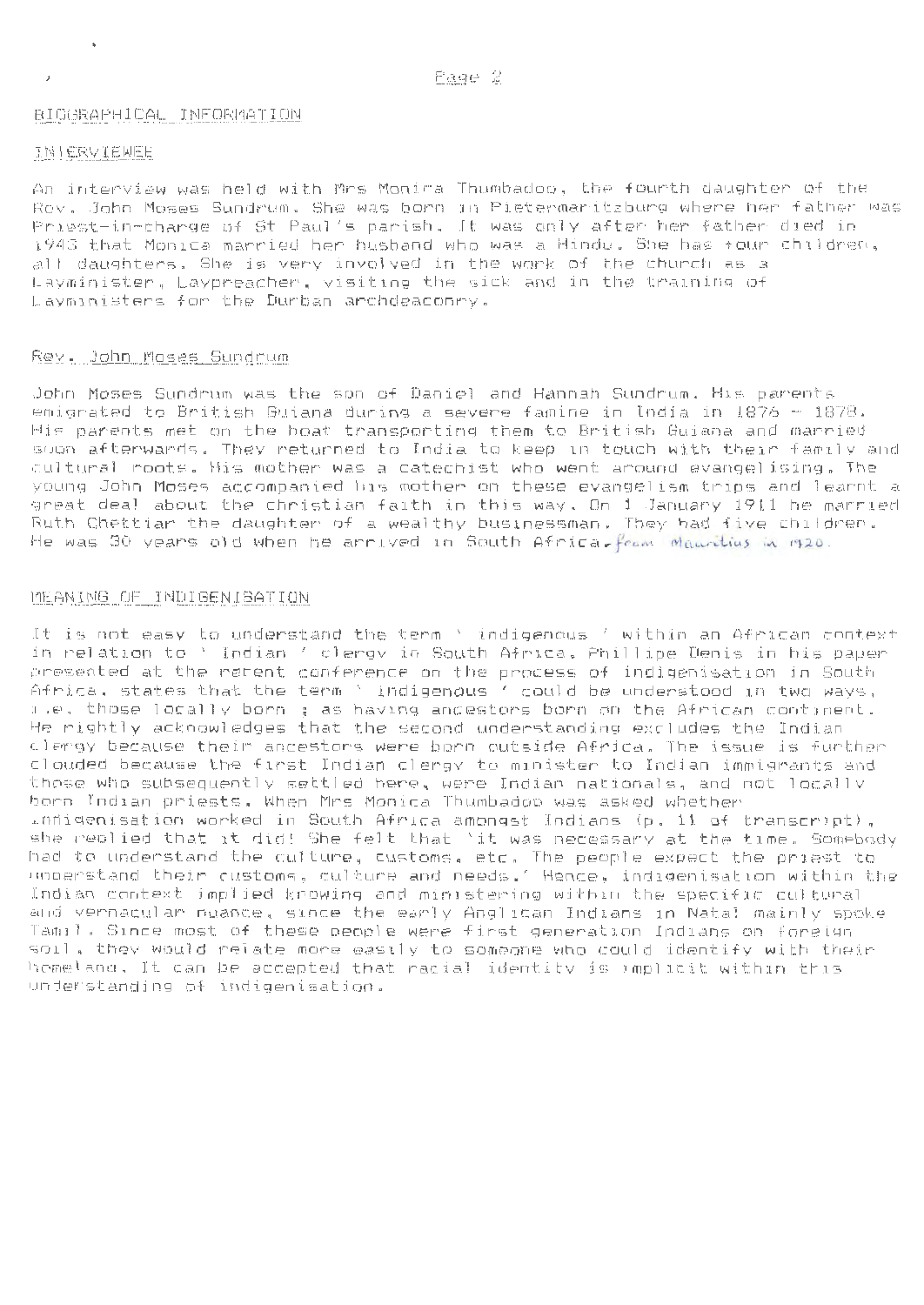## BIOGRAPHICAL INFORMATION

### INTERVIEWEE

An interview was held with Mrs Monica Thumbadoo, the fourth daughter of the Rev. John Moses Sundrum. She was born in Pietermaritzburg where her father was Priest-in-charge of St Paul's parish. It was only after her father died in 1943 that Monica married her husband who was a Hindu. She has four children, all daughters. She is very involved in the work of the church as a Layminister, Laypreacher, visiting the sick and in the training of Layministers for the Durban archdeaconry.

### Rev. John Moses Sundrum

John Moses Sundrum was the son of Daniel and Hannah Sundrum. His parents emigrated to British Guiana during a severe famine in India in 1876 - 1878. His parents met on the boat transporting them to British Guiana and married soon afterwards. They returned to India to keep in touch with their family and cultural roots. His mother was a catechist who went around evangelising. The young John Moses accompanied his mother on these evangelism trips and learnt a great deal about the christian faith in this way. On 1 January 1911 he married Ruth Chettiar the daughter of a wealthy businessman. They had five children. He was 30 years old when he arrived in South Africa. from Mauritius in 1920.

## MEANING OF INDIGENISATION

It is not easy to understand the term ' indigenous ' within an African context in relation to ' indian ' clergy in South Africa. Phillipe Denis in his paper presented at the recent conference on the process of indigenisation in South Africa, states that the term ' indigenous ' could be understood in two ways, i.e. those locally born ; as having ancestors born on the African continent. He rightly acknowledges that the second understanding excludes the Indian clergy because their ancestors were born outside Africa. The issue is further clouded because the first Indian clergy to minister to Indian immigrants and those who subsequently settled here, were Indian nationals, and not locally born Indian priests. When Mrs Monica Thumbadoo was asked whether indigenisation worked in South Africa amongst Indians (p. 11 of transcript), she replied that it did! She felt that 'it was necessary at the time. Somebody had to understand the culture, customs, etc. The people expect the priest to understand their customs, culture and needs.' Hence, indigenisation within the Indian context implied knowing and ministering within the specific cultural and vernacular nuance, since the early Anglican Indians in Natal mainly spoke Tamil. Since most of these people were first generation Indians on foreign soil, they would relate more easily to someone who could identify with their homeland. It can be accepted that racial identity is implicit within this understanding of indigenisation.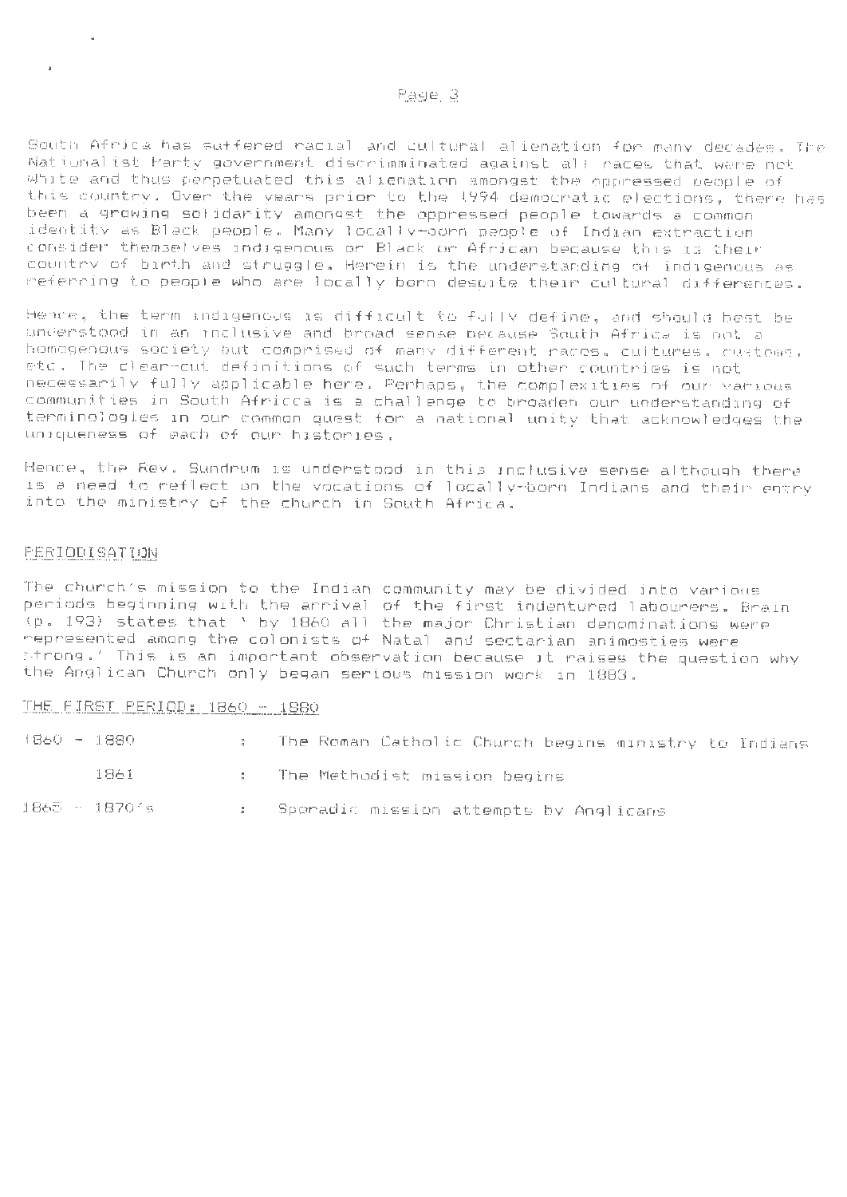South Africa has suffered racial and cultural alienation for many decades. The Nationalist Party government discriminated against all races that were not White and thus perpetuated this alienation amongst the oppressed people of this country. Over the years prior to the 1994 democratic elections, there has been a growing solidarity amongst the oppressed people towards a common identity as Black people. Many locally-born people of Indian extraction consider themselves indigenous or Black or African because this is their country of birth and struggle. Herein is the understanding of indigenous as referring to people who are locally born despite their cultural differences.

Hence, the term indigenous is difficult to fully define, and should best be understood in an inclusive and broad sense because South Africa is not a homogenous society but comprised of many different races, cultures, customs, etc. The clear-cut definitions of such terms in other countries is not necessarily fully applicable here. Perhaps, the complexities of our various communities in South Africca is a challenge to broaden our understanding of terminologies in our common quest for a national unity that acknowledges the uniqueness of each of our histories.

Hence, the Rev. Sundrum is understood in this inclusive sense although there is a need to reflect on the vocations of locally-born Indians and their entry into the ministry of the church in South Africa.

## PERIODISATION

The church's mission to the Indian community may be divided into various periods beginning with the arrival of the first indentured labourers. Brain (p. 193) states that ' by 1860 all the major Christian denominations were represented among the colonists of Natal and sectarian animosties were strong.' This is an important observation because it raises the question why the Anglican Church only began serious mission work in 1883.

### THE FIRST PERIOD: 1860 - 1880

| | | |
|---|---|---|
| 1860 - 1880 | : | The Roman Catholic Church begins ministry to Indians |
| 1861 | : | The Methodist mission begins |
| 1865 - 1870's | : | Sporadic mission attempts by Anglicans |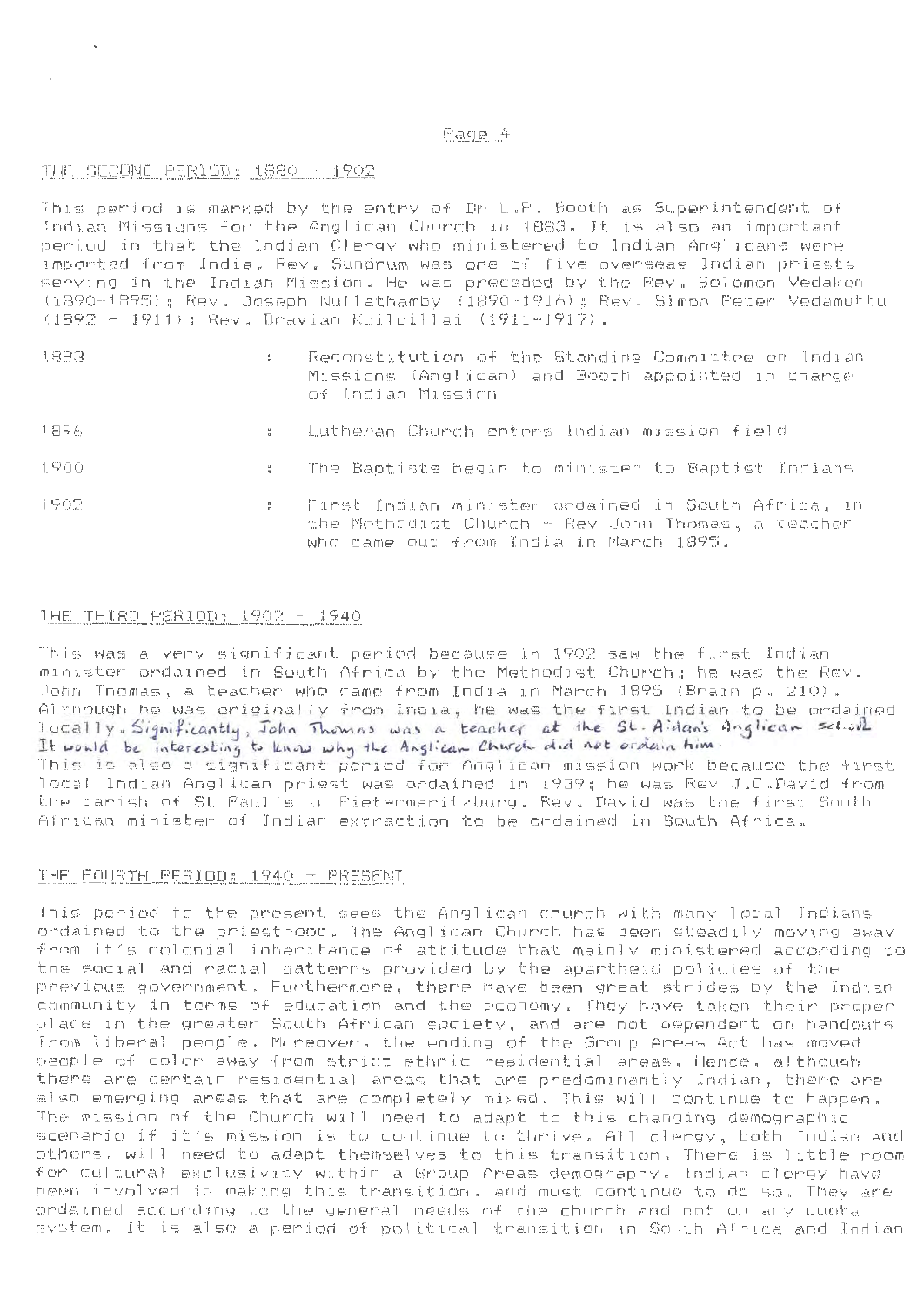## THE SECOND PERIOD: 1880 - 1902

This period is marked by the entry of Dr L.P. Booth as Superintendent of Indian Missions for the Anglican Church in 1883. It is also an important period in that the Indian Clergy who ministered to Indian Anglicans were imported from India. Rev. Sundrum was one of five overseas Indian priests serving in the Indian Mission. He was preceded by the Rev. Solomon Vedaken (1890-1895); Rev. Joseph Nullathamby (1890-1916); Rev. Simon Peter Vedamuttu (1892 - 1911); Rev. Dravian Koilpillai (1911-1917).

| | | |
|---|---|---|
| 1883 | : | Reconstitution of the Standing Committee on Indian Missions (Anglican) and Booth appointed in charge of Indian Mission |
| 1896 | : | Lutheran Church enters Indian mission field |
| 1900 | : | The Baptists begin to minister to Baptist Indians |
| 1902 | : | First Indian minister ordained in South Africa, in the Methodist Church - Rev John Thomas, a teacher who came out from India in March 1895. |

## THE THIRD PERIOD: 1902 - 1940

This was a very significant period because in 1902 saw the first Indian minister ordained in South Africa by the Methodist Church; he was the Rev. John Thomas, a teacher who came from India in March 1895 (Brain p. 210). Although he was originally from India, he was the first Indian to be ordained locally. Significantly, John Thomas was a teacher at the St. Aidan's Anglican school. It would be interesting to know why the Anglican Church did not ordain him.
This is also a significant period for Anglican mission work because the first local Indian Anglican priest was ordained in 1939; he was Rev J.C.David from the parish of St Paul's in Pietermaritzburg. Rev. David was the first South African minister of Indian extraction to be ordained in South Africa.

## THE FOURTH PERIOD: 1940 - PRESENT

This period to the present sees the Anglican church with many local Indians ordained to the priesthood. The Anglican Church has been steadily moving away from it's colonial inheritance of attitude that mainly ministered according to the social and racial patterns provided by the apartheid policies of the previous government. Furthermore, there have been great strides by the Indian community in terms of education and the economy. They have taken their proper place in the greater South African society, and are not dependent on handouts from liberal people. Moreover, the ending of the Group Areas Act has moved people of color away from strict ethnic residential areas. Hence, although there are certain residential areas that are predominantly Indian, there are also emerging areas that are completely mixed. This will continue to happen. The mission of the Church will need to adapt to this changing demographic scenario if it's mission is to continue to thrive. All clergy, both Indian and others, will need to adapt themselves to this transition. There is little room for cultural exclusivity within a Group Areas demography. Indian clergy have been involved in making this transition, and must continue to do so. They are ordained according to the general needs of the church and not on any quota system. It is also a period of political transition in South Africa and Indian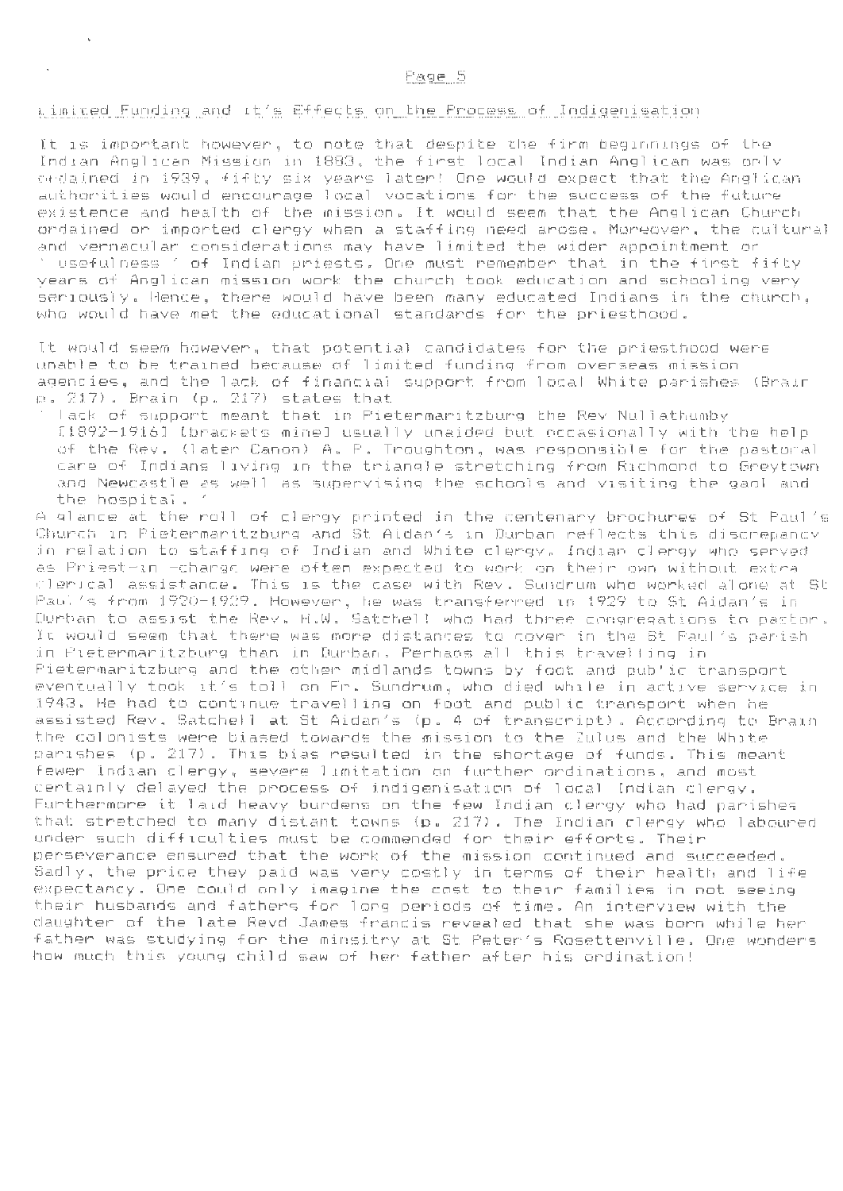## Limited Funding and it's Effects on the Process of Indigenisation

It is important however, to note that despite the firm beginnings of the Indian Anglican Mission in 1883, the first local Indian Anglican was only ordained in 1939, fifty six years later! One would expect that the Anglican authorities would encourage local vocations for the success of the future existence and health of the mission. It would seem that the Anglican Church ordained or imported clergy when a staffing need arose. Moreover, the cultural and vernacular considerations may have limited the wider appointment or ' usefulness ' of Indian priests. One must remember that in the first fifty years of Anglican mission work the church took education and schooling very seriously. Hence, there would have been many educated Indians in the church, who would have met the educational standards for the priesthood.

It would seem however, that potential candidates for the priesthood were unable to be trained because of limited funding from overseas mission agencies, and the lack of financial support from local White parishes (Brain p. 217). Brain (p. 217) states that

' lack of support meant that in Pietermaritzburg the Rev Nullathumby [1892-1916] [brackets mine] usually unaided but occasionally with the help of the Rev. (later Canon) A. P. Troughton, was responsible for the pastoral care of Indians living in the triangle stretching from Richmond to Greytown and Newcastle as well as supervising the schools and visiting the gaol and the hospital. '

A glance at the roll of clergy printed in the centenary brochures of St Paul's Church in Pietermaritzburg and St Aidan's in Durban reflects this discrepancy in relation to staffing of Indian and White clergy. Indian clergy who served as Priest-in -charge were often expected to work on their own without extra clerical assistance. This is the case with Rev. Sundrum who worked alone at St Paul's from 1920-1929. However, he was transferred in 1929 to St Aidan's in Durban to assist the Rev. H.W. Satchell who had three congregations to pastor. It would seem that there was more distances to cover in the St Paul's parish in Pietermaritzburg than in Durban. Perhaps all this travelling in Pietermaritzburg and the other midlands towns by foot and public transport eventually took it's toll on Fr. Sundrum, who died while in active service in 1943. He had to continue travelling on foot and public transport when he assisted Rev. Satchell at St Aidan's (p. 4 of transcript). According to Brain the colonists were biased towards the mission to the Zulus and the White parishes (p. 217). This bias resulted in the shortage of funds. This meant fewer Indian clergy, severe limitation on further ordinations, and most certainly delayed the process of indigenisation of local Indian clergy. Furthermore it laid heavy burdens on the few Indian clergy who had parishes that stretched to many distant towns (p. 217). The Indian clergy who laboured under such difficulties must be commended for their efforts. Their perseverance ensured that the work of the mission continued and succeeded. Sadly, the price they paid was very costly in terms of their health and life expectancy. One could only imagine the cost to their families in not seeing their husbands and fathers for long periods of time. An interview with the daughter of the late Revd James Francis revealed that she was born while her father was studying for the minsitry at St Peter's Rosettenville. One wonders how much this young child saw of her father after his ordination!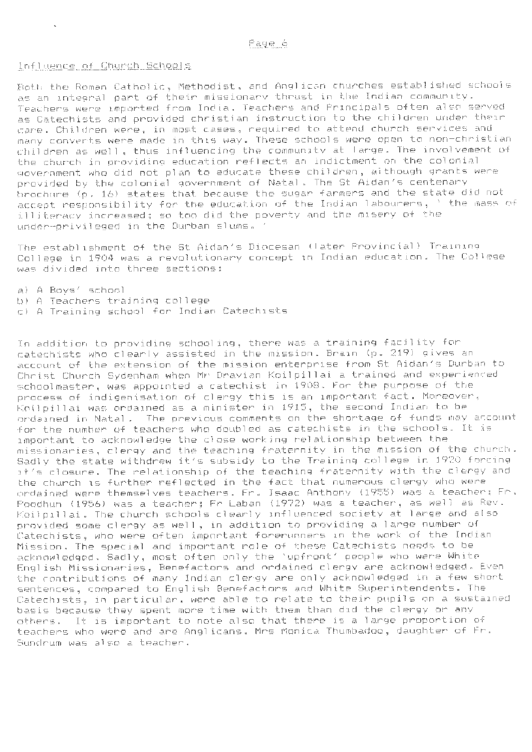## Influence of Church Schools

Both the Roman Catholic, Methodist, and Anglican churches established schools as an integral part of their missionary thrust in the Indian community. Teachers were imported from India. Teachers and Principals often also served as Catechists and provided christian instruction to the children under their care. Children were, in most cases, required to attend church services and many converts were made in this way. These schools were open to non-christian children as well, thus influencing the community at large. The involvement of the church in providing education reflects an indictment on the colonial government who did not plan to educate these children, although grants were provided by the colonial government of Natal. The St Aidan's centenary brochure (p. 16) states that because the sugar farmers and the state did not accept responsibility for the education of the Indian labourers, ' the mass of illiteracy increased; so too did the poverty and the misery of the under-privileged in the Durban slums. '

The establishment of the St Aidan's Diocesan (later Provincial) Training College in 1904 was a revolutionary concept in Indian education. The College was divided into three sections:

a) A Boys' school
b) A Teachers training college
c) A Training school for Indian Catechists

In addition to providing schooling, there was a training facility for catechists who clearly assisted in the mission. Brain (p. 219) gives an account of the extension of the mission enterprise from St Aidan's Durban to Christ Church Sydenham when Mr Dravian Koilpillai a trained and experienced schoolmaster, was appointed a catechist in 1908. For the purpose of the process of indigenisation of clergy this is an important fact. Moreover, Koilpillai was ordained as a minister in 1915, the second Indian to be ordained in Natal. The previous comments on the shortage of funds may account for the number of teachers who doubled as catechists in the schools. It is important to acknowledge the close working relationship between the missionaries, clergy and the teaching fraternity in the mission of the church. Sadly the state withdrew it's subsidy to the Training college in 1920 forcing it's closure. The relationship of the teaching fraternity with the clergy and the church is further reflected in the fact that numerous clergy who were ordained were themselves teachers. Fr. Isaac Anthony (1955) was a teacher; Fr. Poodhun (1956) was a teacher; Fr Laban (1972) was a teacher, as well as Rev. Koilpillai. The church schools clearly influenced society at large and also provided some clergy as well, in addition to providing a large number of Catechists, who were often important forerunners in the work of the Indian Mission. The special and important role of these Catechists needs to be acknowledged. Sadly, most often only the 'upfront' people who were White English Missionaries, Benefactors and ordained clergy are acknowledged. Even the contributions of many Indian clergy are only acknowledged in a few short sentences, compared to English Benefactors and White Superintendents. The Catechists, in particular, were able to relate to their pupils on a sustained basis because they spent more time with them than did the clergy or any others. It is important to note also that there is a large proportion of teachers who were and are Anglicans. Mrs Monica Thumbadoo, daughter of Fr. Sundrum was also a teacher.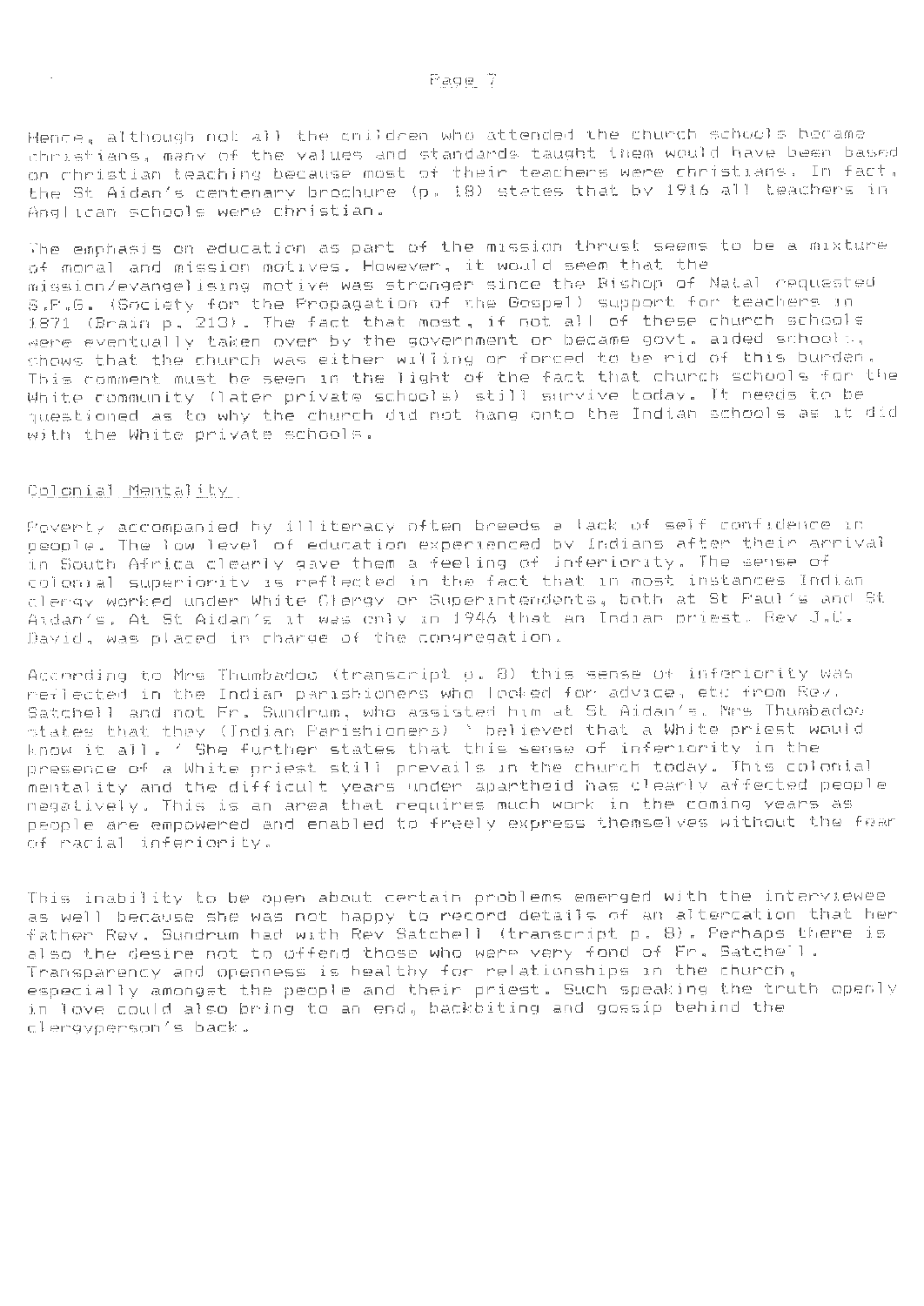Hence, although not all the children who attended the church schools became christians, many of the values and standards taught them would have been based on christian teaching because most of their teachers were christians. In fact, the St Aidan's centenary brochure (p. 18) states that by 1916 all teachers in Anglican schools were christian.

The emphasis on education as part of the mission thrust seems to be a mixture of moral and mission motives. However, it would seem that the mission/evangelising motive was stronger since the Bishop of Natal requested S.P.G. (Society for the Propagation of the Gospel) support for teachers in 1871 (Brain p. 213). The fact that most, if not all of these church schools were eventually taken over by the government or became govt. aided schools, shows that the church was either willing or forced to be rid of this burden. This comment must be seen in the light of the fact that church schools for the White community (later private schools) still survive today. It needs to be questioned as to why the church did not hang onto the Indian schools as it did with the White private schools.

## Colonial Mentality

Poverty accompanied by illiteracy often breeds a lack of self confidence in people. The low level of education experienced by Indians after their arrival in South Africa clearly gave them a feeling of inferiority. The sense of colonial superiority is reflected in the fact that in most instances Indian clergy worked under White Clergy or Superintendents, both at St Paul's and St Aidan's. At St Aidan's it was only in 1946 that an Indian priest, Rev J.C. David, was placed in charge of the congregation.

According to Mrs Thumbadoo (transcript p. 8) this sense of inferiority was reflected in the Indian parishioners who looked for advice, etc from Rev. Satchell and not Fr. Sundrum, who assisted him at St Aidan's. Mrs Thumbadoo states that they (Indian Parishioners) ' believed that a White priest would know it all. ' She further states that this sense of inferiority in the presence of a White priest still prevails in the church today. This colonial mentality and the difficult years under apartheid has clearly affected people negatively. This is an area that requires much work in the coming years as people are empowered and enabled to freely express themselves without the fear of racial inferiority.

This inability to be open about certain problems emerged with the interviewee as well because she was not happy to record details of an altercation that her father Rev. Sundrum had with Rev Satchell (transcript p. 8). Perhaps there is also the desire not to offend those who were very fond of Fr. Satchell. Transparency and openness is healthy for relationships in the church, especially amongst the people and their priest. Such speaking the truth openly in love could also bring to an end, backbiting and gossip behind the clergyperson's back.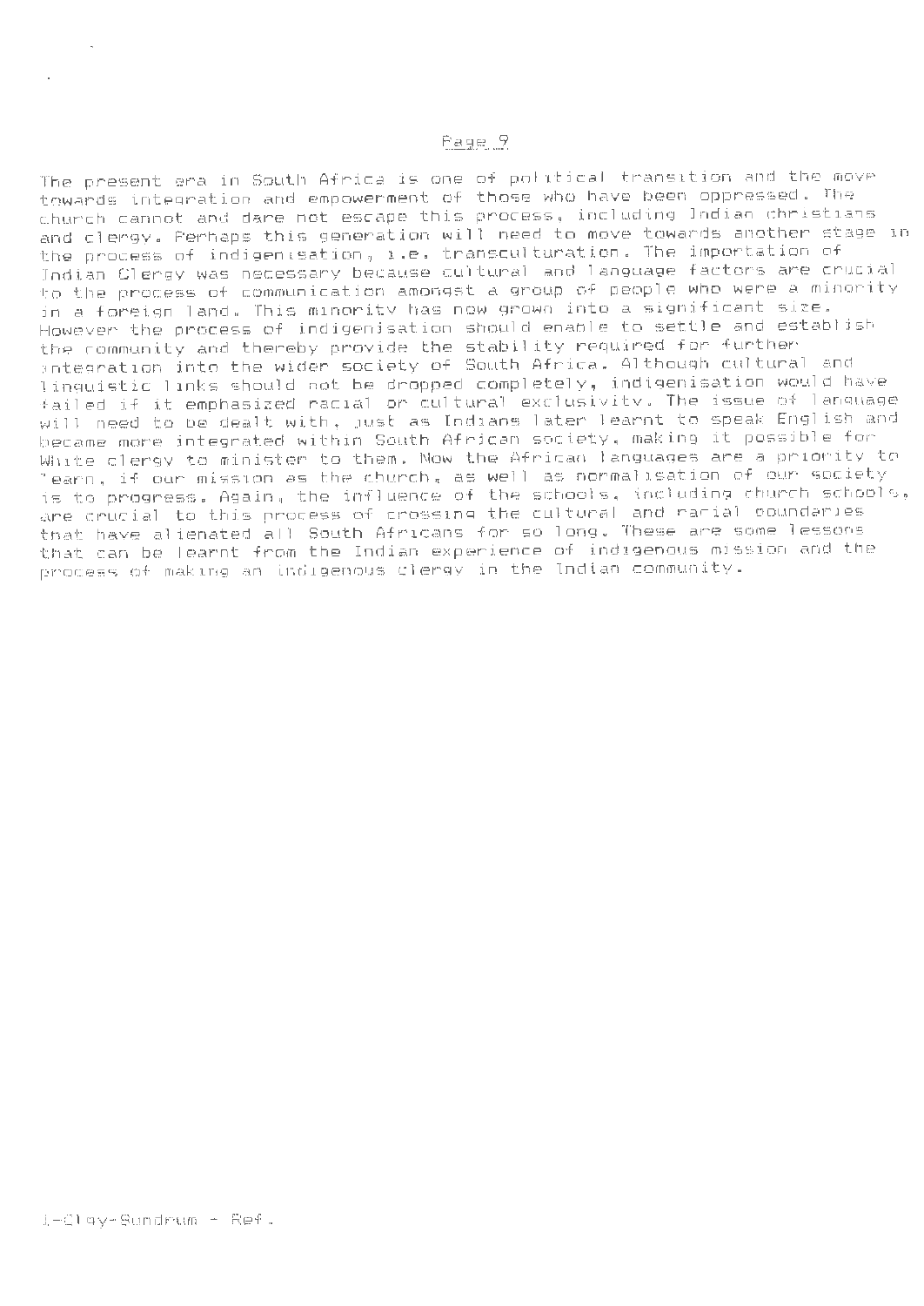The present era in South Africa is one of political transition and the move towards integration and empowerment of those who have been oppressed. The church cannot and dare not escape this process, including Indian christians and clergy. Perhaps this generation will need to move towards another stage in the process of indigenisation, i.e. transculturation. The importation of Indian Clergy was necessary because cultural and language factors are crucial to the process of communication amongst a group of people who were a minority in a foreign land. This minority has now grown into a significant size. However the process of indigenisation should enable to settle and establish the community and thereby provide the stability required for further integration into the wider society of South Africa. Although cultural and linguistic links should not be dropped completely, indigenisation would have failed if it emphasized racial or cultural exclusivity. The issue of language will need to be dealt with, just as Indians later learnt to speak English and became more integrated within South African society, making it possible for White clergy to minister to them. Now the African languages are a priority to learn, if our mission as the church, as well as normalisation of our society is to progress. Again, the influence of the schools, including church schools, are crucial to this process of crossing the cultural and racial boundaries that have alienated all South Africans for so long. These are some lessons that can be learnt from the Indian experience of indigenous mission and the process of making an indigenous clergy in the Indian community.

I-Clgy-Sundrum - Ref.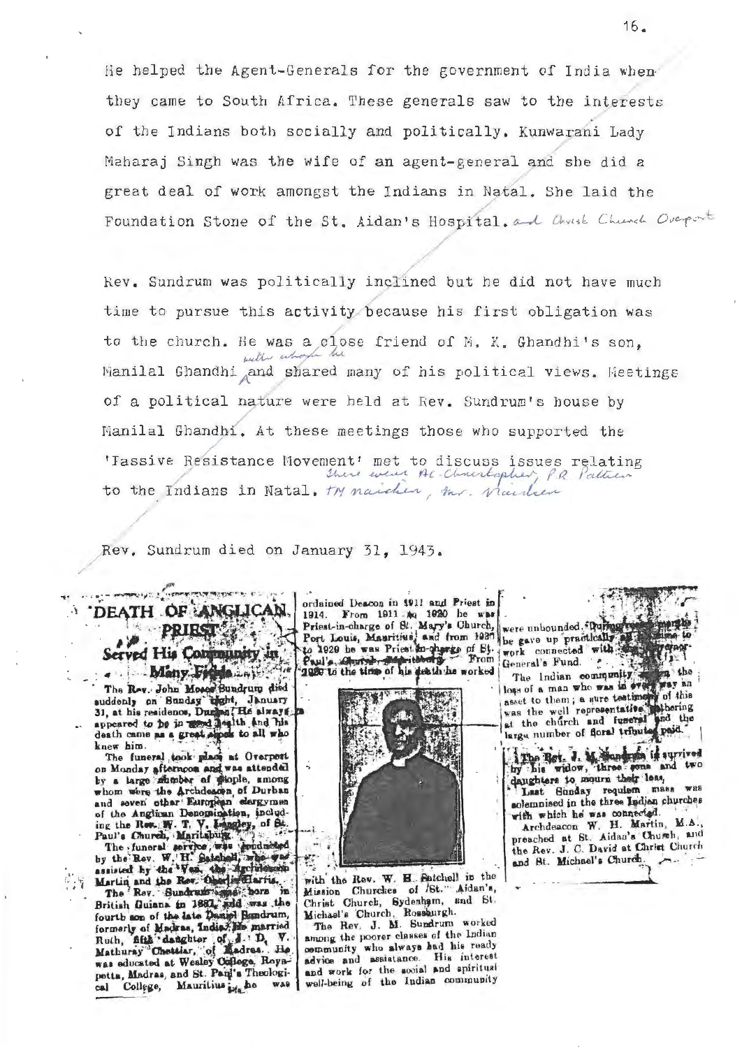He helped the Agent-Generals for the government of India when they came to South Africa. These generals saw to the interests of the Indians both socially and politically. Kunwarani Lady Maharaj Singh was the wife of an agent-general and she did a great deal of work amongst the Indians in Natal. She laid the Foundation Stone of the St. Aidan's Hospital. and Christ Church Overport

Rev. Sundrum was politically inclined but he did not have much time to pursue this activity because his first obligation was to the church. He was a close friend of M. K. Ghandhi's son, Manilal Ghandhi with whom he and shared many of his political views. Meetings of a political nature were held at Rev. Sundrum's house by Manilal Ghandhi. At these meetings those who supported the 'Passive Resistance Movement' met to discuss issues relating to the Indians in Natal. There were AC Christopher, PR Pattern, TM naicker, Mr. Naicker

Rev. Sundrum died on January 31, 1943.

## DEATH OF ANGLICAN PRIEST

### Served His Community in Many Fields

The Rev. John Moses Sundrum died suddenly on Sunday night, January 31, at his residence, Durban. He always appeared to be in good health and his death came as a great shock to all who knew him.

The funeral took place at Overport on Monday afternoon and was attended by a large number of people, among whom were the Archdeacon of Durban and seven other European clergymen of the Anglican Denomination, including the Rev. W. T. V. Langley, of St. Paul's Church, Maritzburg.

The funeral service was conducted by the Rev. W. H. Satchell, who was assisted by the Ven. the Archdeacon Martin and the Rev. Charles Harris.

The Rev. Sundrum was born in British Guiana in 1881, and was the fourth son of the late Daniel Sundrum, formerly of Madras, India. He married Ruth, fifth daughter of J. D. V. Mathuray Chettiar, of Madras. He was educated at Wesley College, Royapetta, Madras, and St. Paul's Theological College, Mauritius. He was ordained Deacon in 1911 and Priest in 1914. From 1911 to 1920 he was Priest-in-charge of St. Mary's Church, Port Louis, Mauritius, and from 1920 to 1929 he was Priest-in-charge of St. Paul's Church, Maritzburg. From 1929 to the time of his death he worked with the Rev. W. H. Satchell in the Mission Churches of St. Aidan's, Christ Church, Sydenham, and St. Michael's Church, Rossburgh.

The Rev. J. M. Sundrum worked among the poorer classes of the Indian community who always had his ready advice and assistance. His interest and work for the social and spiritual well-being of the Indian community were unbounded. During recent months he gave up practically all his time to work connected with the Governor-General's Fund.

The Indian community mourns the loss of a man who was in every way an asset to them; a sure testimony of this was the well representative gathering at the church and funeral and the large number of floral tributes paid.

The Rev. J. M. Sundrum is survived by his widow, three sons and two daughters to mourn their loss.

Last Sunday requiem mass was solemnised in the three Indian churches with which he was connected.

Archdeacon W. H. Martin, M.A., preached at St. Aidan's Church, and the Rev. J. C. David at Christ Church and St. Michael's Church.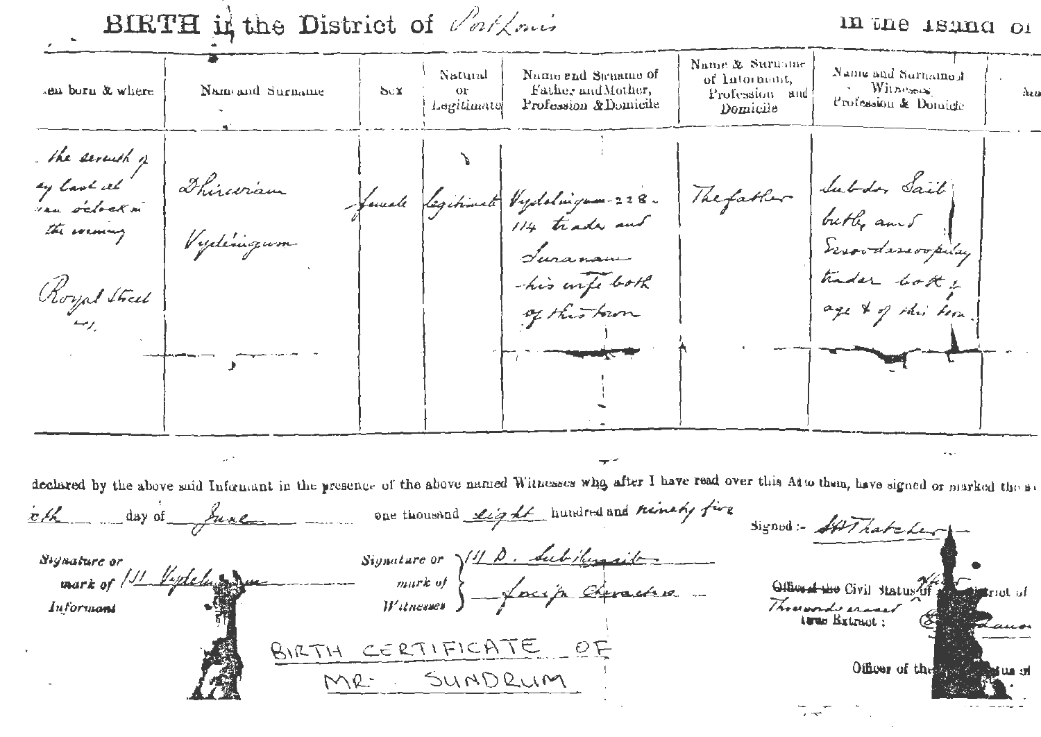BIRTH in the District of *Port Louis* in the Island of

| ...hen born & where | Name and Surname | Sex | Natural or Legitimate | Name and Surname of Father and Mother, Profession & Domicile | Name & Surname of Informant, Profession and Domicile | Name and Surname of Witnesses, Profession & Domicile |
| --- | --- | --- | --- | --- | --- | --- |
| ...the seventh of ...y last at ...ven o'clock in the evening Royal Street | Dhiruvriam Vydelingum | female | legitimate | Vydelingum – 228 – 114 trader and Suranam his wife both of this town | The father | Subador Sail... and Sreevdasoopulay trader both of age & of this town |

declared by the above said Informant in the presence of the above named Witnesses who after I have read over this Act to them, have signed or marked the s...

*...th* day of *June* one thousand *eight* hundred and *ninety five*

Signed :- *H Thatcher*

Signature or mark of Informant *M Vydelingum*

Signature or mark of Witnesses *M D. Subilynsit* / *Joseph Chevalier*

Officer of the Civil Status of the District of

True Extract :

Officer of the Civil Status of

BIRTH CERTIFICATE OF MR. SUNDRUM